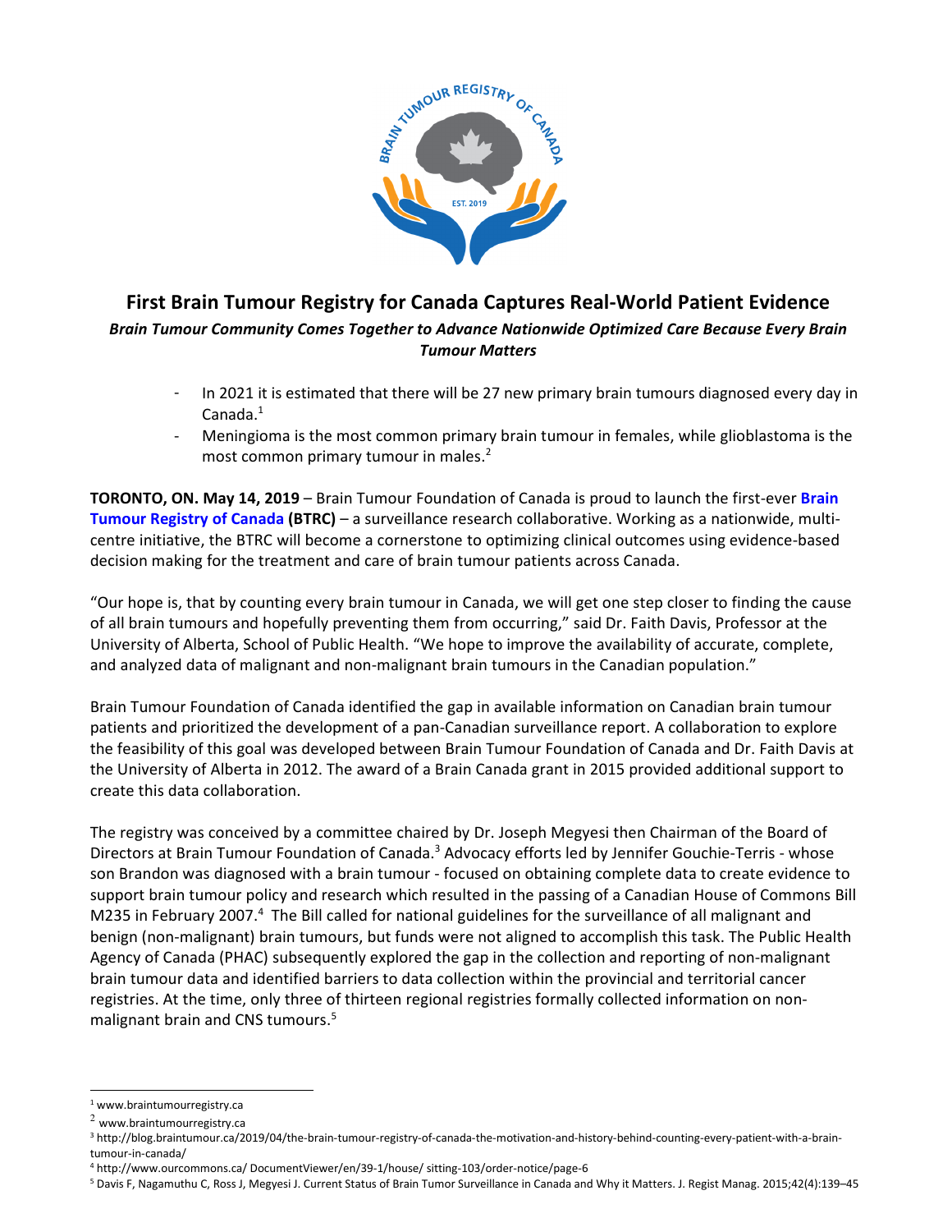# First Brain Tumour Registry for Canada Captures Real-World Patient Evidence

***Brain Tumour Community Comes Together to Advance Nationwide Optimized Care Because Every Brain Tumour Matters***

- In 2021 it is estimated that there will be 27 new primary brain tumours diagnosed every day in Canada.[1]
- Meningioma is the most common primary brain tumour in females, while glioblastoma is the most common primary tumour in males.[2]

**TORONTO, ON. May 14, 2019** – Brain Tumour Foundation of Canada is proud to launch the first-ever **Brain Tumour Registry of Canada (BTRC)** – a surveillance research collaborative. Working as a nationwide, multi-centre initiative, the BTRC will become a cornerstone to optimizing clinical outcomes using evidence-based decision making for the treatment and care of brain tumour patients across Canada.

"Our hope is, that by counting every brain tumour in Canada, we will get one step closer to finding the cause of all brain tumours and hopefully preventing them from occurring," said Dr. Faith Davis, Professor at the University of Alberta, School of Public Health. "We hope to improve the availability of accurate, complete, and analyzed data of malignant and non-malignant brain tumours in the Canadian population."

Brain Tumour Foundation of Canada identified the gap in available information on Canadian brain tumour patients and prioritized the development of a pan-Canadian surveillance report. A collaboration to explore the feasibility of this goal was developed between Brain Tumour Foundation of Canada and Dr. Faith Davis at the University of Alberta in 2012. The award of a Brain Canada grant in 2015 provided additional support to create this data collaboration.

The registry was conceived by a committee chaired by Dr. Joseph Megyesi then Chairman of the Board of Directors at Brain Tumour Foundation of Canada.[3] Advocacy efforts led by Jennifer Gouchie-Terris - whose son Brandon was diagnosed with a brain tumour - focused on obtaining complete data to create evidence to support brain tumour policy and research which resulted in the passing of a Canadian House of Commons Bill M235 in February 2007.[4] The Bill called for national guidelines for the surveillance of all malignant and benign (non-malignant) brain tumours, but funds were not aligned to accomplish this task. The Public Health Agency of Canada (PHAC) subsequently explored the gap in the collection and reporting of non-malignant brain tumour data and identified barriers to data collection within the provincial and territorial cancer registries. At the time, only three of thirteen regional registries formally collected information on non-malignant brain and CNS tumours.[5]

---

[1] www.braintumourregistry.ca

[2] www.braintumourregistry.ca

[3] http://blog.braintumour.ca/2019/04/the-brain-tumour-registry-of-canada-the-motivation-and-history-behind-counting-every-patient-with-a-brain-tumour-in-canada/

[4] http://www.ourcommons.ca/ DocumentViewer/en/39-1/house/ sitting-103/order-notice/page-6

[5] Davis F, Nagamuthu C, Ross J, Megyesi J. Current Status of Brain Tumor Surveillance in Canada and Why it Matters. J. Regist Manag. 2015;42(4):139–45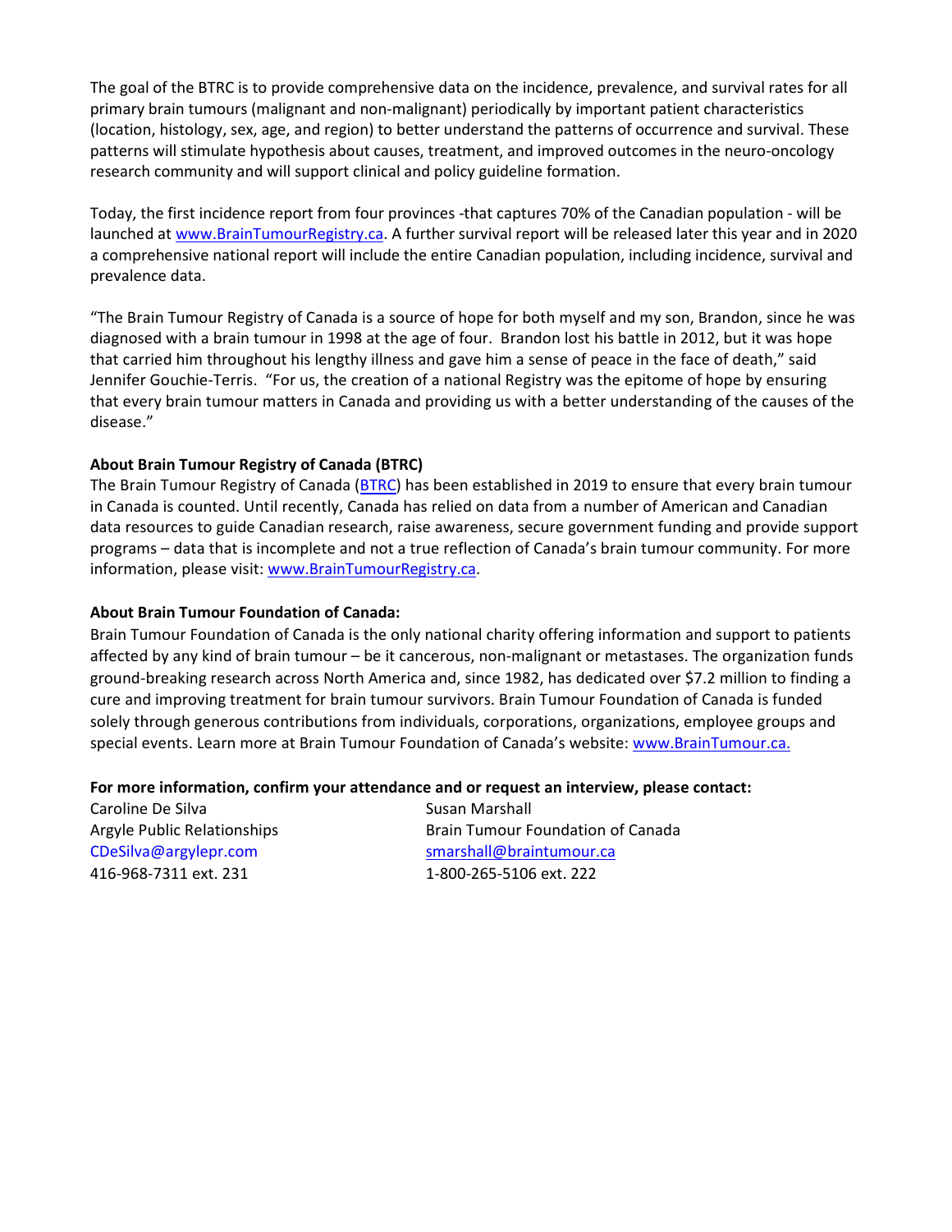The goal of the BTRC is to provide comprehensive data on the incidence, prevalence, and survival rates for all primary brain tumours (malignant and non-malignant) periodically by important patient characteristics (location, histology, sex, age, and region) to better understand the patterns of occurrence and survival. These patterns will stimulate hypothesis about causes, treatment, and improved outcomes in the neuro-oncology research community and will support clinical and policy guideline formation.

Today, the first incidence report from four provinces -that captures 70% of the Canadian population - will be launched at www.BrainTumourRegistry.ca. A further survival report will be released later this year and in 2020 a comprehensive national report will include the entire Canadian population, including incidence, survival and prevalence data.

"The Brain Tumour Registry of Canada is a source of hope for both myself and my son, Brandon, since he was diagnosed with a brain tumour in 1998 at the age of four. Brandon lost his battle in 2012, but it was hope that carried him throughout his lengthy illness and gave him a sense of peace in the face of death," said Jennifer Gouchie-Terris. "For us, the creation of a national Registry was the epitome of hope by ensuring that every brain tumour matters in Canada and providing us with a better understanding of the causes of the disease."

**About Brain Tumour Registry of Canada (BTRC)**

The Brain Tumour Registry of Canada (BTRC) has been established in 2019 to ensure that every brain tumour in Canada is counted. Until recently, Canada has relied on data from a number of American and Canadian data resources to guide Canadian research, raise awareness, secure government funding and provide support programs – data that is incomplete and not a true reflection of Canada's brain tumour community. For more information, please visit: www.BrainTumourRegistry.ca.

**About Brain Tumour Foundation of Canada:**

Brain Tumour Foundation of Canada is the only national charity offering information and support to patients affected by any kind of brain tumour – be it cancerous, non-malignant or metastases. The organization funds ground-breaking research across North America and, since 1982, has dedicated over $7.2 million to finding a cure and improving treatment for brain tumour survivors. Brain Tumour Foundation of Canada is funded solely through generous contributions from individuals, corporations, organizations, employee groups and special events. Learn more at Brain Tumour Foundation of Canada's website: www.BrainTumour.ca.

**For more information, confirm your attendance and or request an interview, please contact:**

Caroline De Silva
Argyle Public Relationships
CDeSilva@argylepr.com
416-968-7311 ext. 231

Susan Marshall
Brain Tumour Foundation of Canada
smarshall@braintumour.ca
1-800-265-5106 ext. 222